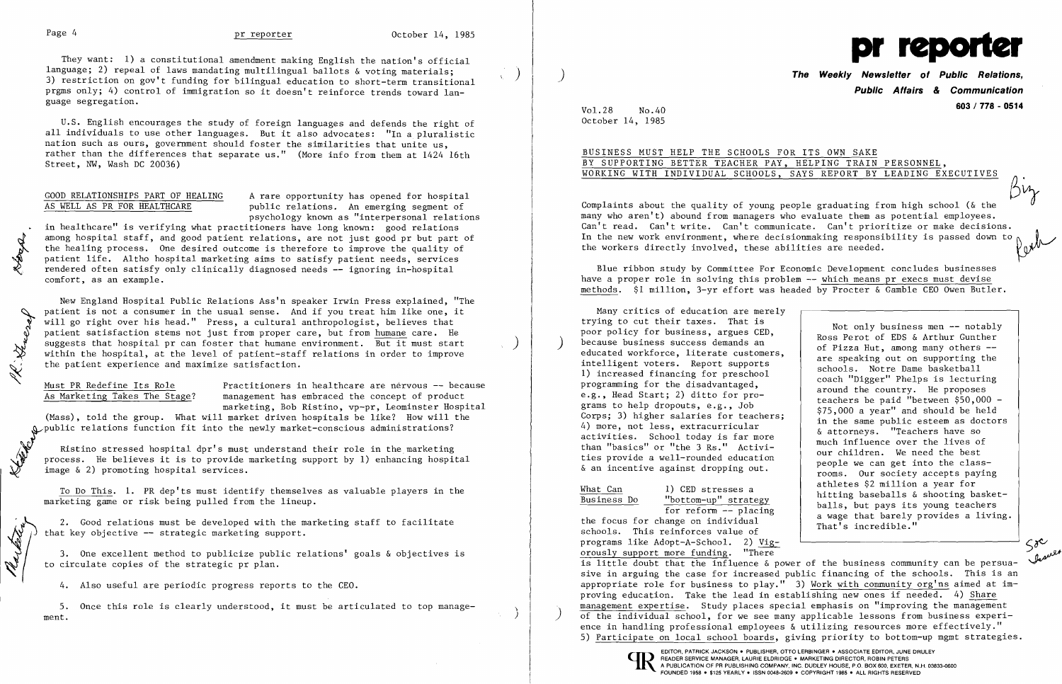They want: 1) a constitutional amendment making English the nation's official language; 2) repeal of laws mandating multilingual ballots & voting materials; 3) restriction on gov't funding for bilingual education to short-term transitional prgms only; 4) control of immigration so it doesn't reinforce trends toward language segregation.

U.S. English encourages the study of foreign languages and defends the right of all individuals to use other languages. But it also advocates: "In a pluralistic nation such as ours, government should foster the similarities that unite us, rather than the differences that separate us." (More info from them at 1424 16th Street, NW, Wash DC 20036)

**GOOD RELATIONSHIPS PART OF HEALING AS WELL AS PR FOR HEALTHCARE**

A rare opportunity has opened for hospital public relations. An emerging segment of psychology known as "interpersonal relations in healthcare" is verifying what practitioners have long known: good relations among hospital staff, and good patient relations, are not just good pr but part of the healing process. One desired outcome is therefore to improve the quality of patient life. Altho hospital marketing aims to satisfy patient needs, services rendered often satisfy only clinically diagnosed needs -- ignoring in-hospital comfort, as an example.

New England Hospital Public Relations Ass'n speaker Irwin Press explained, "The patient is not a consumer in the usual sense. And if you treat him like one, it will go right over his head." Press, a cultural anthropologist, believes that patient satisfaction stems not just from proper care, but from humane care. He suggests that hospital pr can foster that humane environment. But it must start within the hospital, at the level of patient-staff relations in order to improve the patient experience and maximize satisfaction.

**Must PR Redefine Its Role As Marketing Takes The Stage?**

Practitioners in healthcare are nervous -- because management has embraced the concept of product marketing, Bob Ristino, vp-pr, Leominster Hospital (Mass), told the group. What will market driven hospitals be like? How will the public relations function fit into the newly market-conscious administrations?

Ristino stressed hospital dpr's must understand their role in the marketing process. He believes it is to provide marketing support by 1) enhancing hospital image & 2) promoting hospital services.

To Do This. 1. PR dep'ts must identify themselves as valuable players in the marketing game or risk being pulled from the lineup.

2. Good relations must be developed with the marketing staff to facilitate that key objective -- strategic marketing support.

3. One excellent method to publicize public relations' goals & objectives is to circulate copies of the strategic pr plan.

4. Also useful are periodic progress reports to the CEO.

5. Once this role is clearly understood, it must be articulated to top management.

# pr reporter

**The Weekly Newsletter of Public Relations, Public Affairs & Communication**

603 / 778 - 0514

Vol.28 No.40
October 14, 1985

## BUSINESS MUST HELP THE SCHOOLS FOR ITS OWN SAKE BY SUPPORTING BETTER TEACHER PAY, HELPING TRAIN PERSONNEL, WORKING WITH INDIVIDUAL SCHOOLS, SAYS REPORT BY LEADING EXECUTIVES

Complaints about the quality of young people graduating from high school (& the many who aren't) abound from managers who evaluate them as potential employees. Can't read. Can't write. Can't communicate. Can't prioritize or make decisions. In the new work environment, where decisionmaking responsibility is passed down to the workers directly involved, these abilities are needed.

Blue ribbon study by Committee For Economic Development concludes businesses have a proper role in solving this problem -- which means pr execs must devise methods. $1 million, 3-yr effort was headed by Procter & Gamble CEO Owen Butler.

Many critics of education are merely trying to cut their taxes. That is poor policy for business, argues CED, because business success demands an educated workforce, literate customers, intelligent voters. Report supports 1) increased financing for preschool programming for the disadvantaged, e.g., Head Start; 2) ditto for programs to help dropouts, e.g., Job Corps; 3) higher salaries for teachers; 4) more, not less, extracurricular activities. School today is far more than "basics" or "the 3 Rs." Activities provide a well-rounded education & an incentive against dropping out.

> Not only business men -- notably Ross Perot of EDS & Arthur Gunther of Pizza Hut, among many others -- are speaking out on supporting the schools. Notre Dame basketball coach "Digger" Phelps is lecturing around the country. He proposes teachers be paid "between $50,000 - $75,000 a year" and should be held in the same public esteem as doctors & attorneys. "Teachers have so much influence over the lives of our children. We need the best people we can get into the classrooms. Our society accepts paying athletes $2 million a year for hitting baseballs & shooting basketballs, but pays its young teachers a wage that barely provides a living. That's incredible."

**What Can Business Do**

1) CED stresses a "bottom-up" strategy for reform -- placing the focus for change on individual schools. This reinforces value of programs like Adopt-A-School. 2) Vigorously support more funding. "There is little doubt that the influence & power of the business community can be persuasive in arguing the case for increased public financing of the schools. This is an appropriate role for business to play." 3) Work with community org'ns aimed at improving education. Take the lead in establishing new ones if needed. 4) Share management expertise. Study places special emphasis on "improving the management of the individual school, for we see many applicable lessons from business experience in handling professional employees & utilizing resources more effectively." 5) Participate on local school boards, giving priority to bottom-up mgmt strategies.

EDITOR, PATRICK JACKSON • PUBLISHER, OTTO LERBINGER • ASSOCIATE EDITOR, JUNE DRULEY
READER SERVICE MANAGER, LAURIE ELDRIDGE • MARKETING DIRECTOR, ROBIN PETERS
A PUBLICATION OF PR PUBLISHING COMPANY, INC. DUDLEY HOUSE, P.O. BOX 600, EXETER, N.H. 03833-0600
FOUNDED 1958 • $125 YEARLY • ISSN 0048-2609 • COPYRIGHT 1985 • ALL RIGHTS RESERVED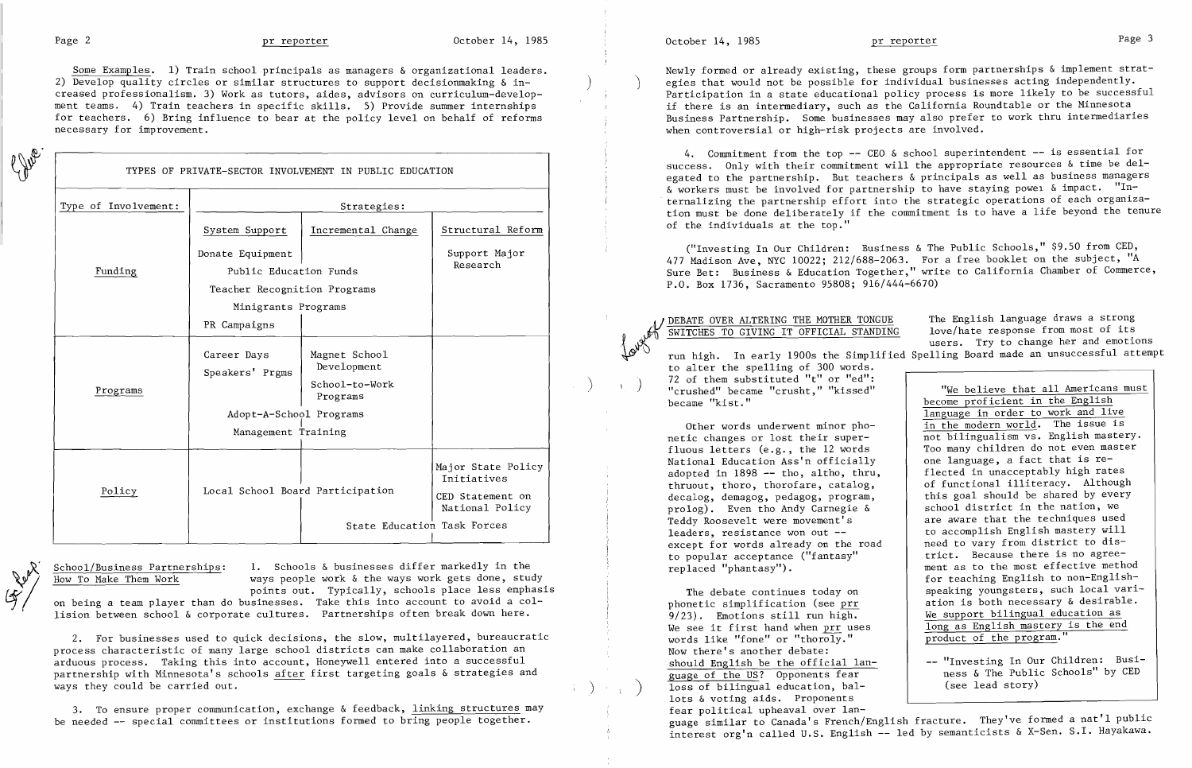Some Examples. 1) Train school principals as managers & organizational leaders. 2) Develop quality circles or similar structures to support decisionmaking & increased professionalism. 3) Work as tutors, aides, advisors on curriculum-development teams. 4) Train teachers in specific skills. 5) Provide summer internships for teachers. 6) Bring influence to bear at the policy level on behalf of reforms necessary for improvement.

**TYPES OF PRIVATE-SECTOR INVOLVEMENT IN PUBLIC EDUCATION**

| Type of Involvement: | Strategies: | | |
|---|---|---|---|
| | System Support | Incremental Change | Structural Reform |
| Funding | Donate Equipment; Public Education Funds; Teacher Recognition Programs; Minigrants Programs; PR Campaigns | Public Education Funds; Teacher Recognition Programs; Minigrants Programs | Support Major Research |
| Programs | Career Days; Speakers' Prgms; Adopt-A-School Programs; Management Training | Magnet School Development; School-to-Work Programs; Adopt-A-School Programs; Management Training | |
| Policy | Local School Board Participation | Local School Board Participation; State Education Task Forces | Major State Policy Initiatives; CED Statement on National Policy; State Education Task Forces |

School/Business Partnerships: How To Make Them Work

1. Schools & businesses differ markedly in the ways people work & the ways work gets done, study points out. Typically, schools place less emphasis on being a team player than do businesses. Take this into account to avoid a collision between school & corporate cultures. Partnerships often break down here.

2. For businesses used to quick decisions, the slow, multilayered, bureaucratic process characteristic of many large school districts can make collaboration an arduous process. Taking this into account, Honeywell entered into a successful partnership with Minnesota's schools after first targeting goals & strategies and ways they could be carried out.

3. To ensure proper communication, exchange & feedback, linking structures may be needed -- special committees or institutions formed to bring people together. Newly formed or already existing, these groups form partnerships & implement strategies that would not be possible for individual businesses acting independently. Participation in a state educational policy process is more likely to be successful if there is an intermediary, such as the California Roundtable or the Minnesota Business Partnership. Some businesses may also prefer to work thru intermediaries when controversial or high-risk projects are involved.

4. Commitment from the top -- CEO & school superintendent -- is essential for success. Only with their commitment will the appropriate resources & time be delegated to the partnership. But teachers & principals as well as business managers & workers must be involved for partnership to have staying power & impact. "Internalizing the partnership effort into the strategic operations of each organization must be done deliberately if the commitment is to have a life beyond the tenure of the individuals at the top."

("Investing In Our Children: Business & The Public Schools," $9.50 from CED, 477 Madison Ave, NYC 10022; 212/688-2063. For a free booklet on the subject, "A Sure Bet: Business & Education Together," write to California Chamber of Commerce, P.O. Box 1736, Sacramento 95808; 916/444-6670)

DEBATE OVER ALTERING THE MOTHER TONGUE SWITCHES TO GIVING IT OFFICIAL STANDING

The English language draws a strong love/hate response from most of its users. Try to change her and emotions run high. In early 1900s the Simplified Spelling Board made an unsuccessful attempt to alter the spelling of 300 words. 72 of them substituted "t" or "ed": "crushed" became "crusht," "kissed" became "kist."

Other words underwent minor phonetic changes or lost their superfluous letters (e.g., the 12 words National Education Ass'n officially adopted in 1898 -- tho, altho, thru, thruout, thoro, thorofare, catalog, decalog, demagog, pedagog, program, prolog). Even tho Andy Carnegie & Teddy Roosevelt were movement's leaders, resistance won out -- except for words already on the road to popular acceptance ("fantasy" replaced "phantasy").

The debate continues today on phonetic simplification (see prr 9/23). Emotions still run high. We see it first hand when prr uses words like "fone" or "thoroly." Now there's another debate: should English be the official language of the US? Opponents fear loss of bilingual education, ballots & voting aids. Proponents fear political upheaval over language similar to Canada's French/English fracture. They've formed a nat'l public interest org'n called U.S. English -- led by semanticists & X-Sen. S.I. Hayakawa.

> "We believe that all Americans must become proficient in the English language in order to work and live in the modern world. The issue is not bilingualism vs. English mastery. Too many children do not even master one language, a fact that is reflected in unacceptably high rates of functional illiteracy. Although this goal should be shared by every school district in the nation, we are aware that the techniques used to accomplish English mastery will need to vary from district to district. Because there is no agreement as to the most effective method for teaching English to non-English-speaking youngsters, such local variation is both necessary & desirable. We support bilingual education as long as English mastery is the end product of the program."
>
> -- "Investing In Our Children: Business & The Public Schools" by CED (see lead story)